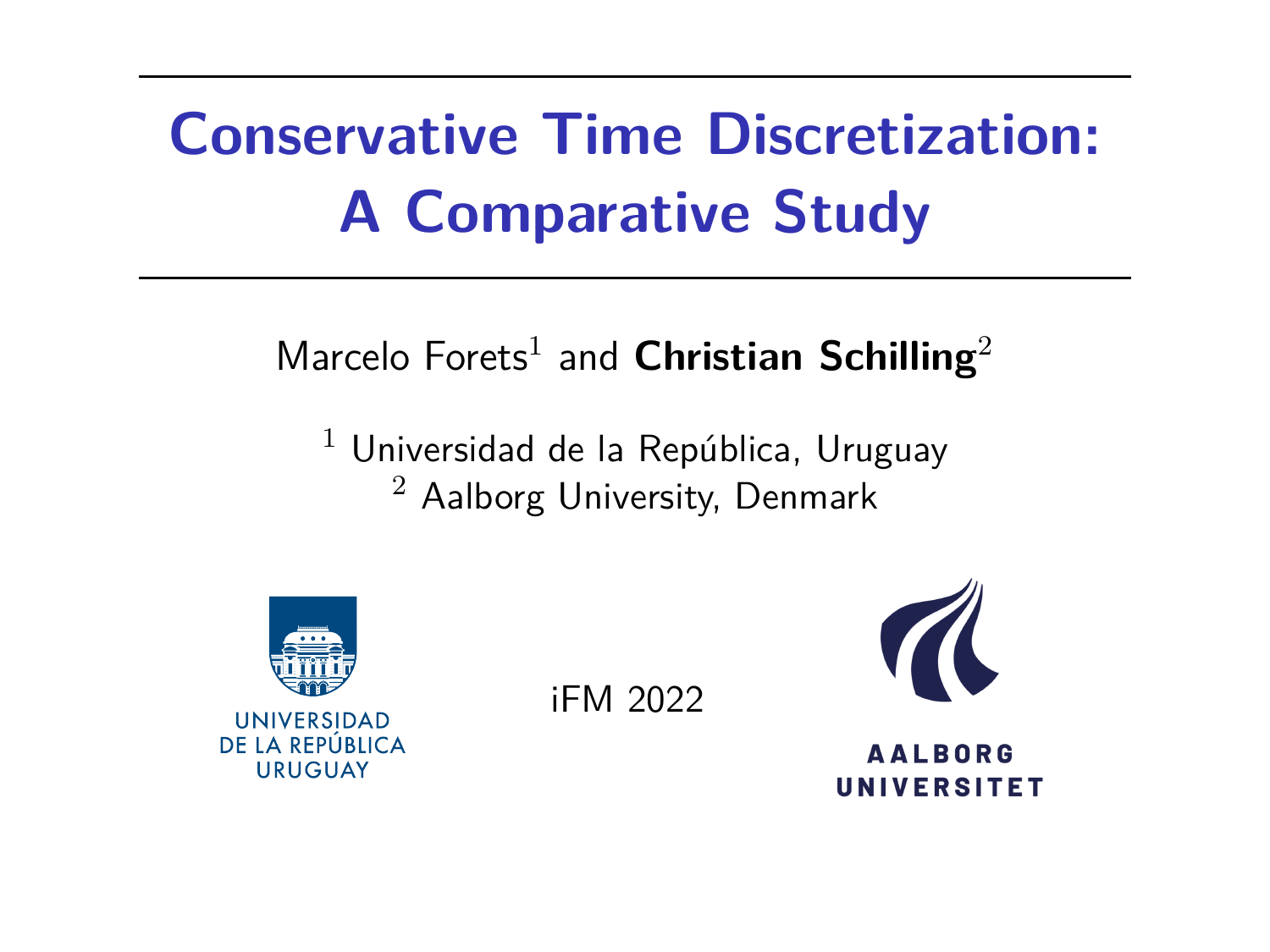# Conservative Time Discretization: A Comparative Study

Marcelo Forets[1] and **Christian Schilling**[2]

[1] Universidad de la República, Uruguay
[2] Aalborg University, Denmark

UNIVERSIDAD DE LA REPÚBLICA URUGUAY

iFM 2022

AALBORG UNIVERSITET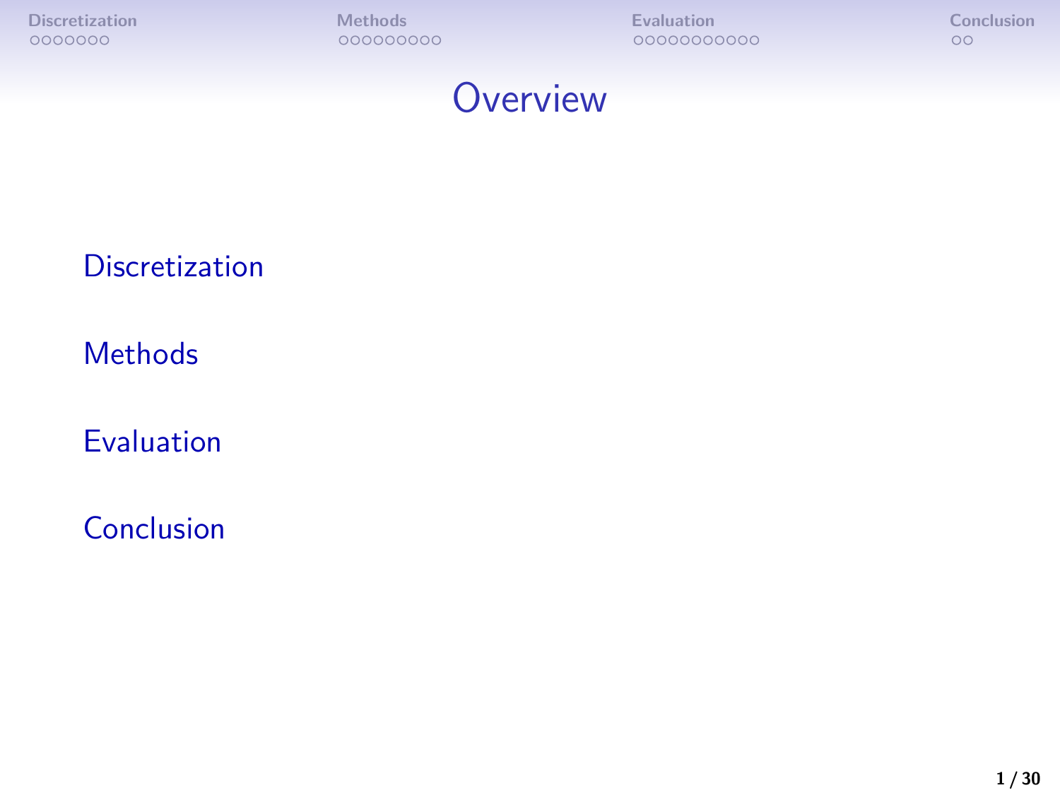# Overview

- Discretization
- Methods
- Evaluation
- Conclusion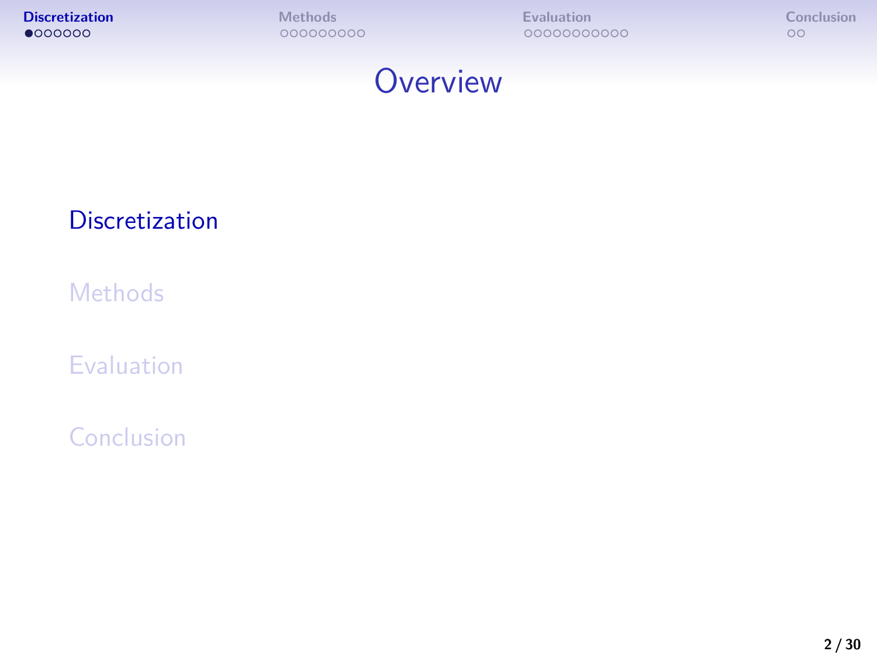# Overview

- Discretization
- Methods
- Evaluation
- Conclusion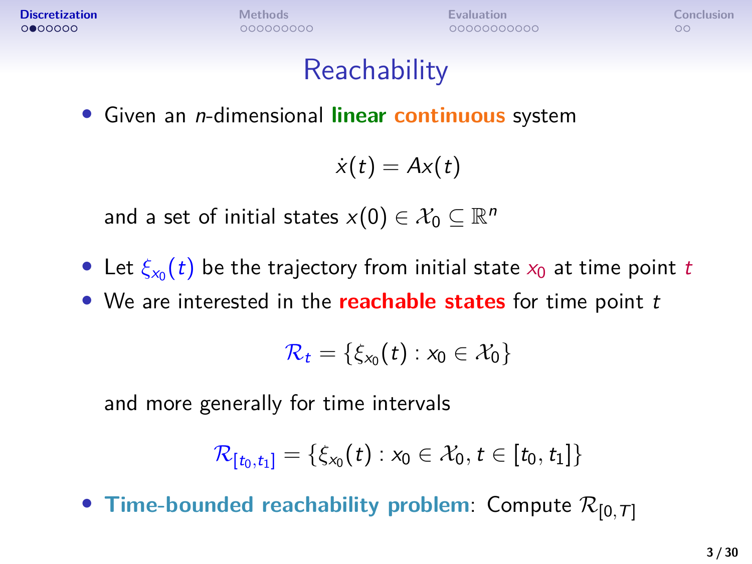# Reachability

- Given an $n$-dimensional **linear** **continuous** system

$$\dot{x}(t) = Ax(t)$$

and a set of initial states $x(0) \in \mathcal{X}_0 \subseteq \mathbb{R}^n$

- Let $\xi_{x_0}(t)$ be the trajectory from initial state $x_0$ at time point $t$
- We are interested in the **reachable states** for time point $t$

$$\mathcal{R}_t = \{\xi_{x_0}(t) : x_0 \in \mathcal{X}_0\}$$

and more generally for time intervals

$$\mathcal{R}_{[t_0,t_1]} = \{\xi_{x_0}(t) : x_0 \in \mathcal{X}_0, t \in [t_0, t_1]\}$$

- **Time-bounded reachability problem**: Compute $\mathcal{R}_{[0,T]}$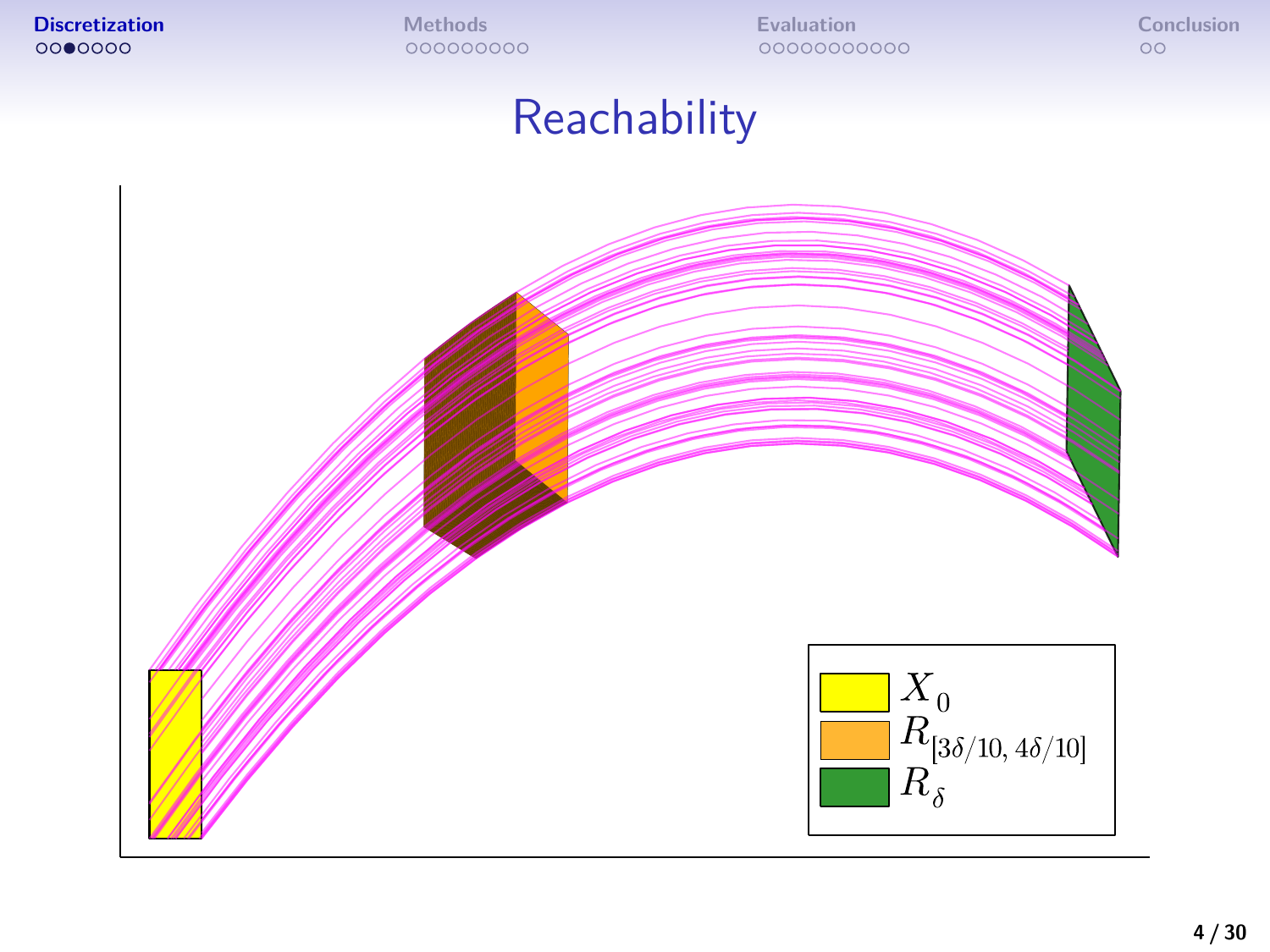# Reachability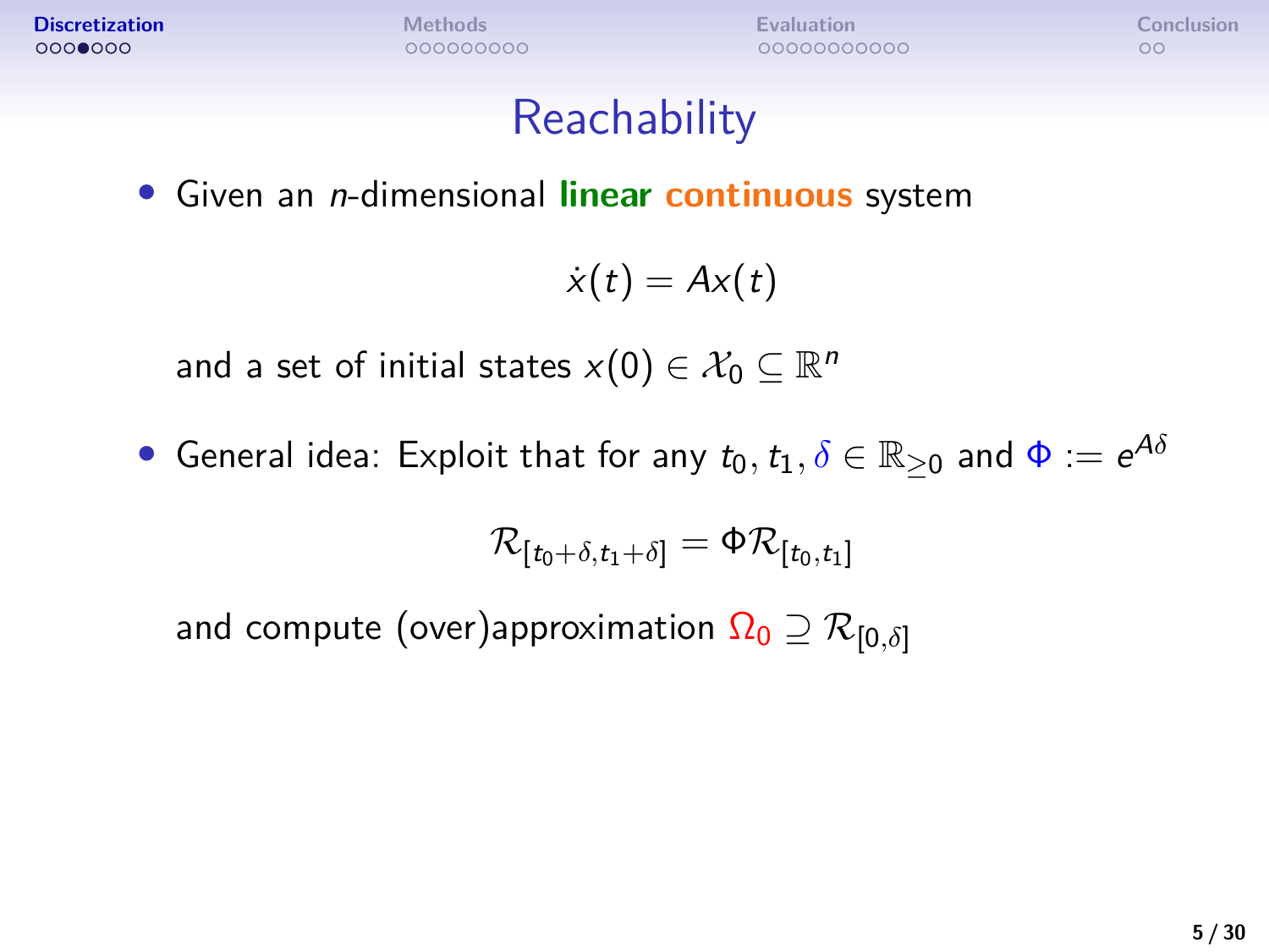# Reachability

- Given an $n$-dimensional **linear** **continuous** system

$$\dot{x}(t) = Ax(t)$$

and a set of initial states $x(0) \in \mathcal{X}_0 \subseteq \mathbb{R}^n$

- General idea: Exploit that for any $t_0, t_1, \delta \in \mathbb{R}_{\geq 0}$ and $\Phi := e^{A\delta}$

$$\mathcal{R}_{[t_0+\delta, t_1+\delta]} = \Phi \mathcal{R}_{[t_0, t_1]}$$

and compute (over)approximation $\Omega_0 \supseteq \mathcal{R}_{[0,\delta]}$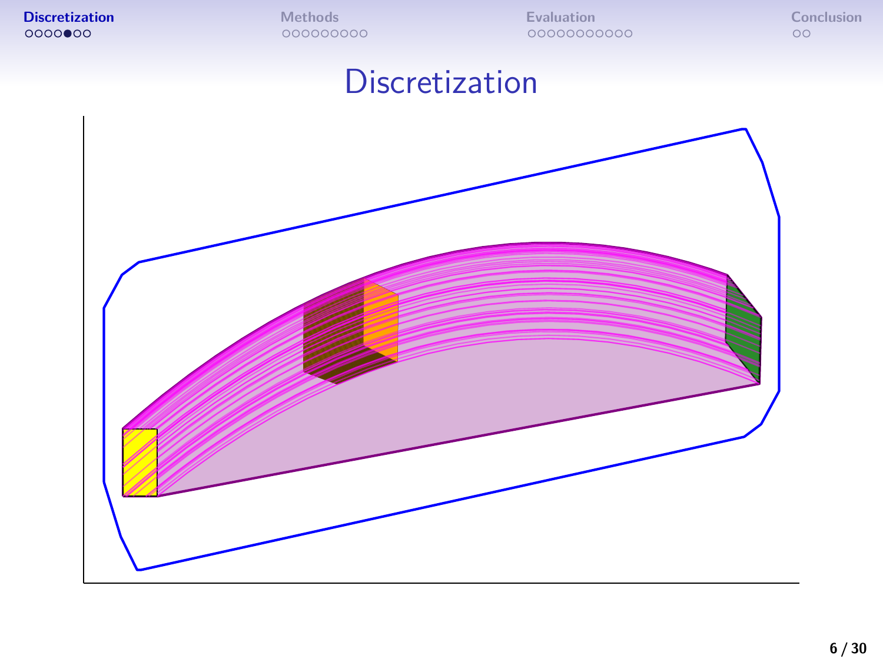# Discretization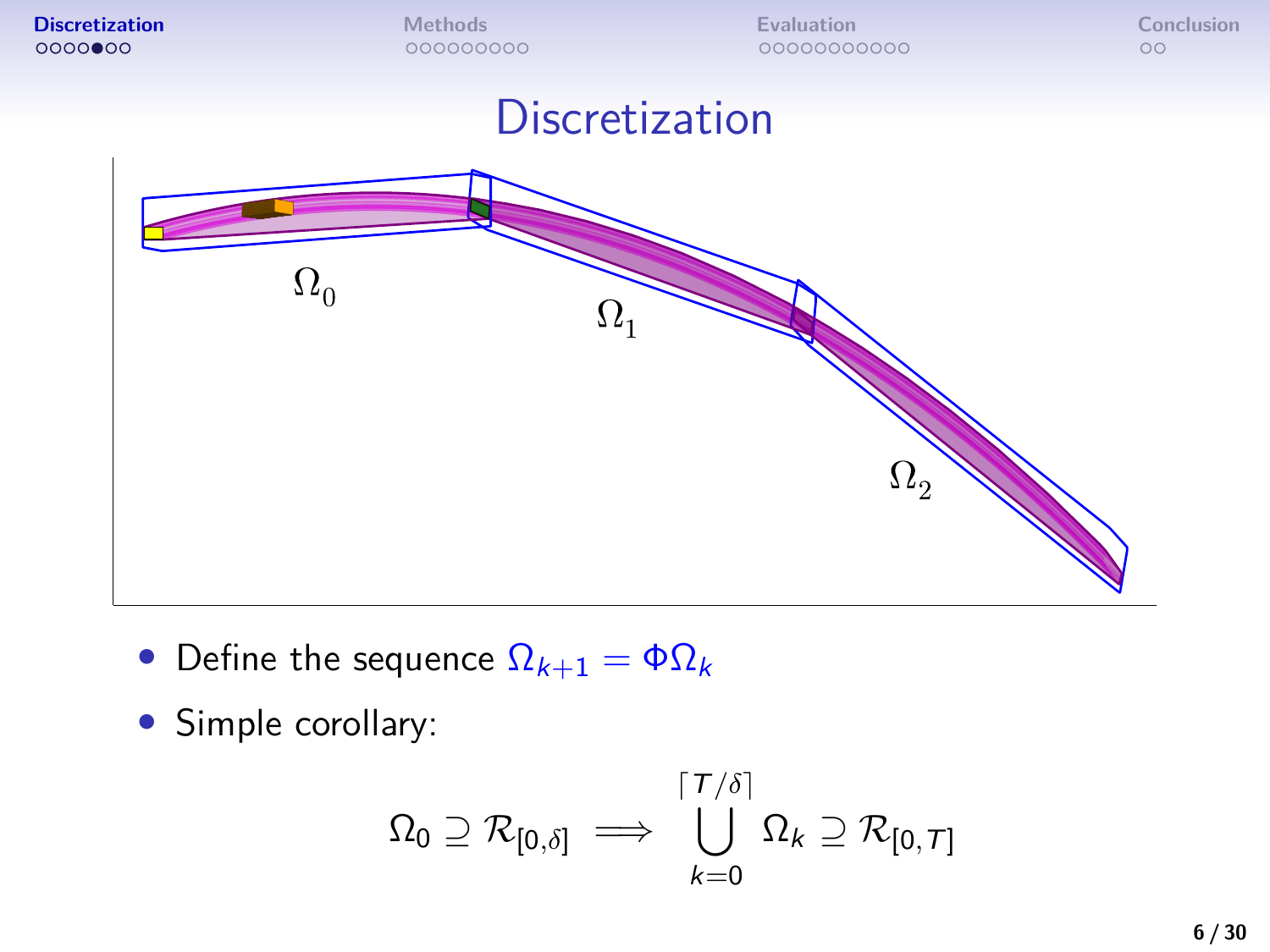# Discretization

- Define the sequence $\Omega_{k+1} = \Phi\Omega_k$
- Simple corollary:

$$\Omega_0 \supseteq \mathcal{R}_{[0,\delta]} \implies \bigcup_{k=0}^{\lceil T/\delta \rceil} \Omega_k \supseteq \mathcal{R}_{[0,T]}$$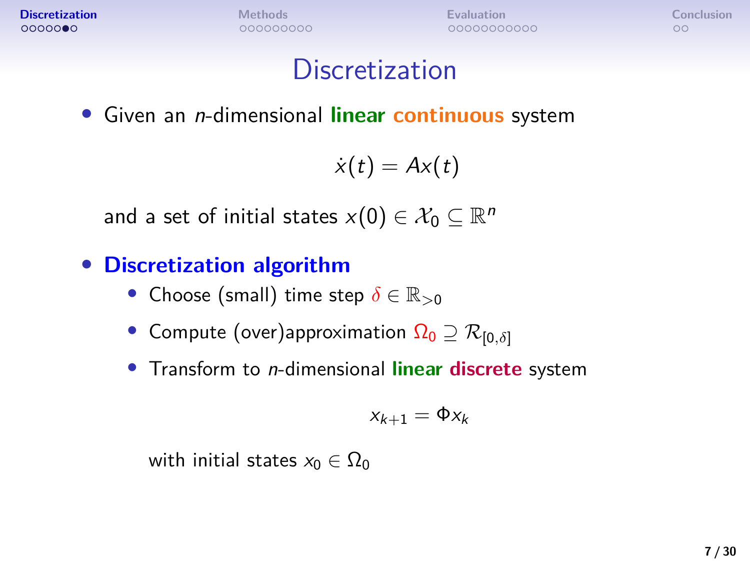# Discretization

- Given an $n$-dimensional **linear** **continuous** system

$$\dot{x}(t) = Ax(t)$$

  and a set of initial states $x(0) \in \mathcal{X}_0 \subseteq \mathbb{R}^n$

- **Discretization algorithm**
  - Choose (small) time step $\delta \in \mathbb{R}_{>0}$
  - Compute (over)approximation $\Omega_0 \supseteq \mathcal{R}_{[0,\delta]}$
  - Transform to $n$-dimensional **linear** **discrete** system

$$x_{k+1} = \Phi x_k$$

    with initial states $x_0 \in \Omega_0$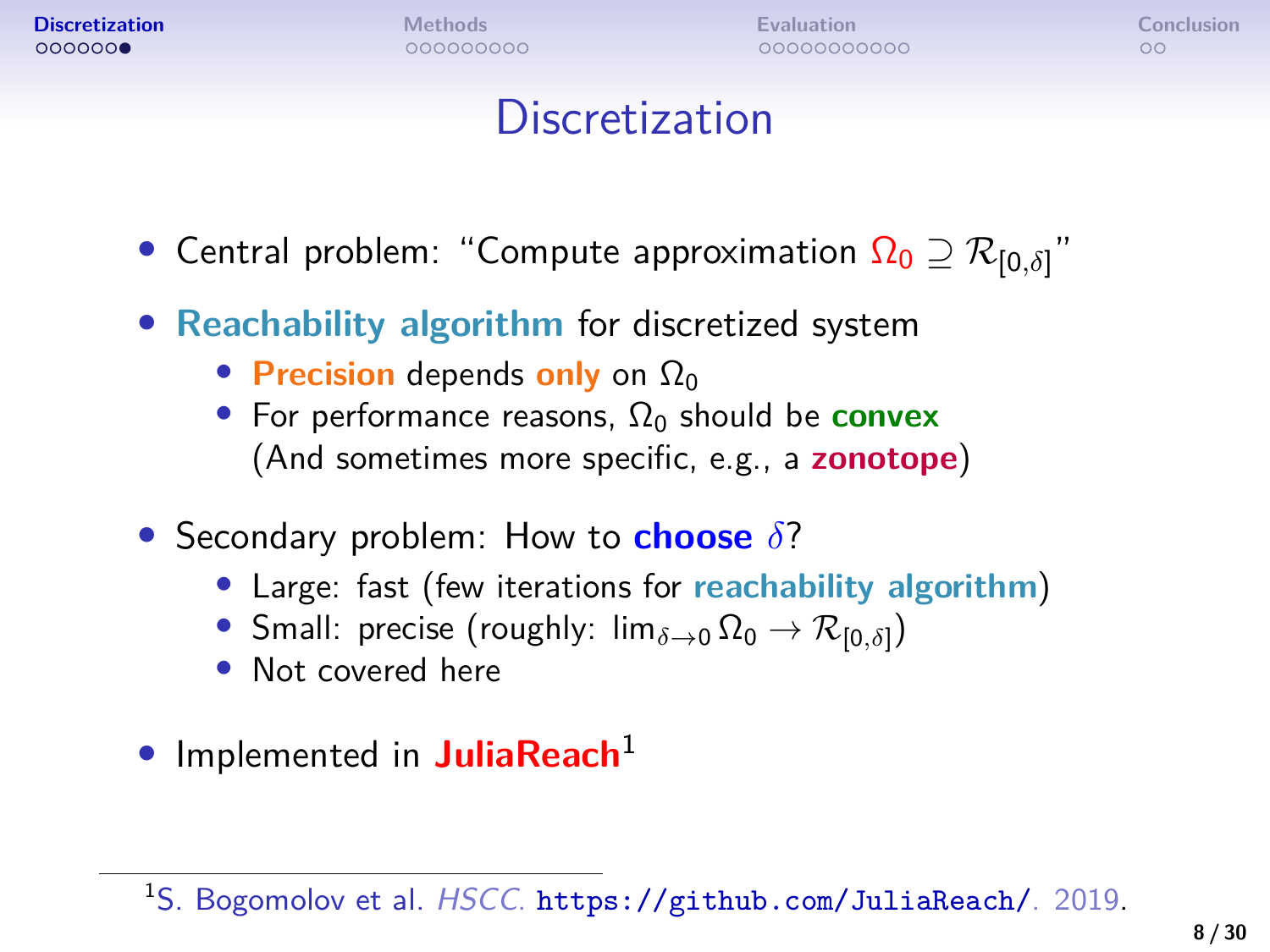# Discretization

- Central problem: "Compute approximation $\Omega_0 \supseteq \mathcal{R}_{[0,\delta]}$"
- **Reachability algorithm** for discretized system
  - **Precision** depends **only** on $\Omega_0$
  - For performance reasons, $\Omega_0$ should be **convex** (And sometimes more specific, e.g., a **zonotope**)
- Secondary problem: How to **choose** $\delta$?
  - Large: fast (few iterations for **reachability algorithm**)
  - Small: precise (roughly: $\lim_{\delta \to 0} \Omega_0 \to \mathcal{R}_{[0,\delta]}$)
  - Not covered here
- Implemented in **JuliaReach**[1]

[1] S. Bogomolov et al. *HSCC*. https://github.com/JuliaReach/. 2019.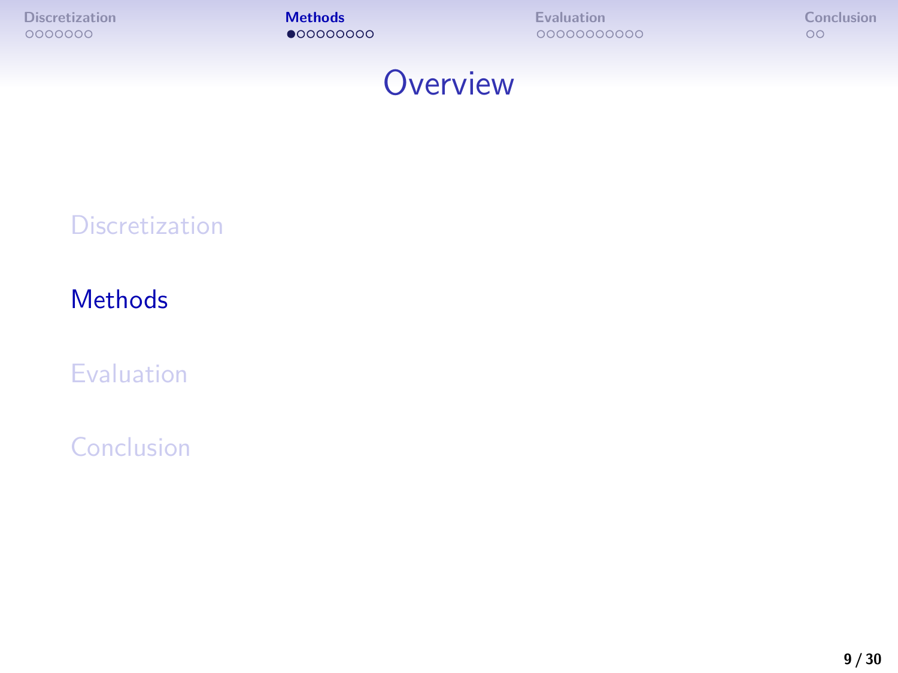# Overview

Discretization

Methods

Evaluation

Conclusion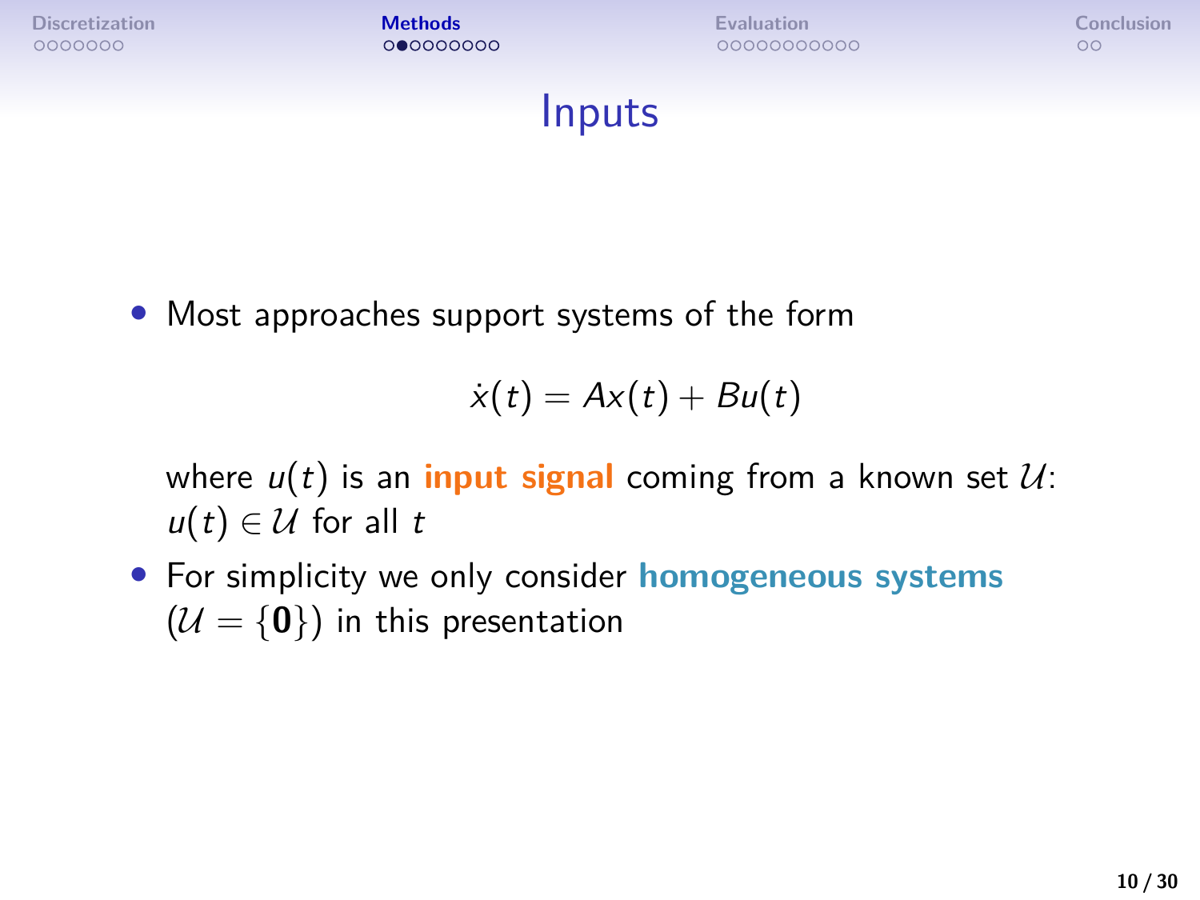# Inputs

- Most approaches support systems of the form

$$\dot{x}(t) = Ax(t) + Bu(t)$$

  where $u(t)$ is an **input signal** coming from a known set $\mathcal{U}$: $u(t) \in \mathcal{U}$ for all $t$

- For simplicity we only consider **homogeneous systems** ($\mathcal{U} = \{\mathbf{0}\}$) in this presentation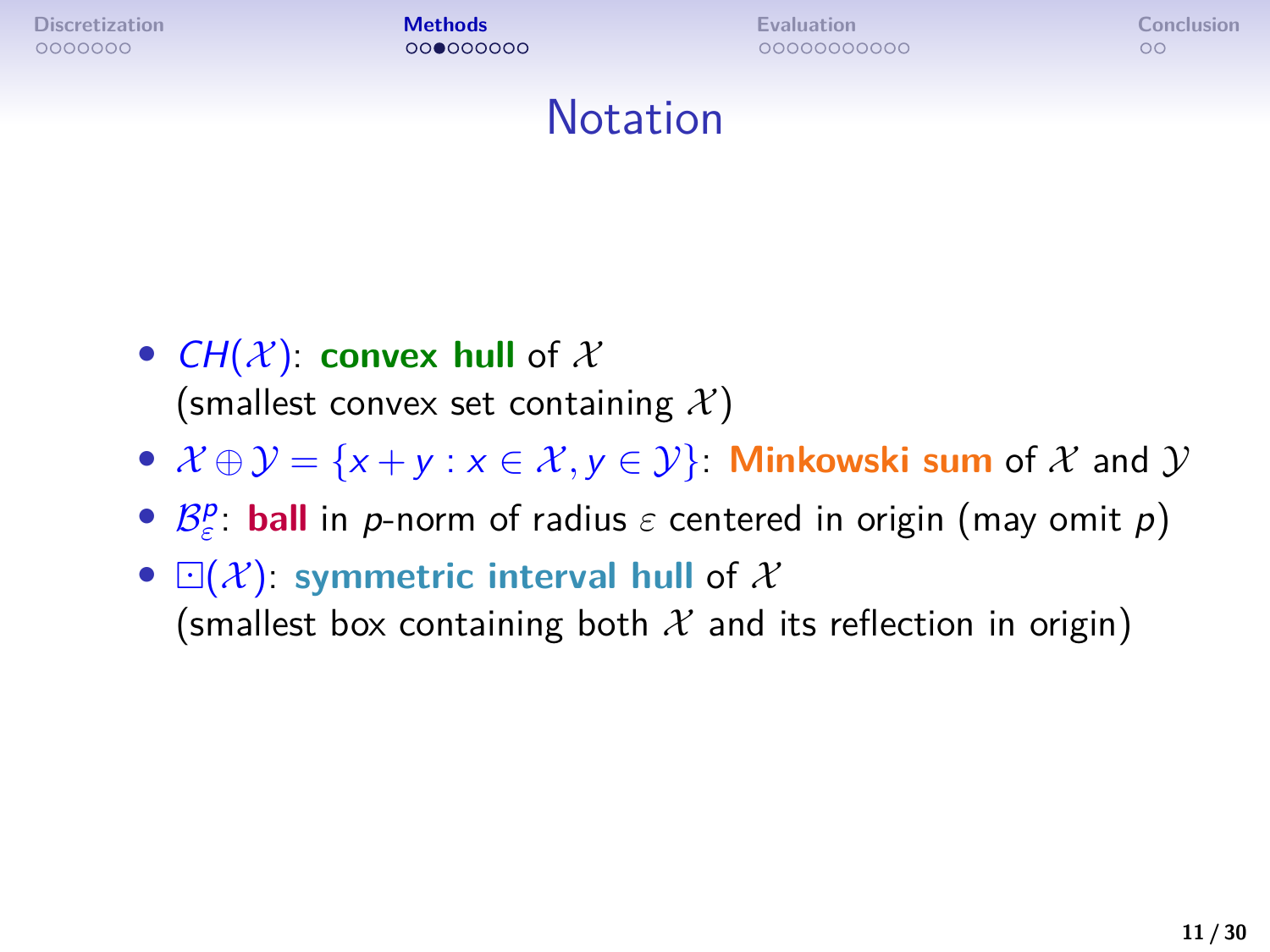# Notation

- $CH(\mathcal{X})$: **convex hull** of $\mathcal{X}$ (smallest convex set containing $\mathcal{X}$)
- $\mathcal{X} \oplus \mathcal{Y} = \{x + y : x \in \mathcal{X}, y \in \mathcal{Y}\}$: **Minkowski sum** of $\mathcal{X}$ and $\mathcal{Y}$
- $\mathcal{B}_\varepsilon^p$: **ball** in $p$-norm of radius $\varepsilon$ centered in origin (may omit $p$)
- $\boxdot(\mathcal{X})$: **symmetric interval hull** of $\mathcal{X}$ (smallest box containing both $\mathcal{X}$ and its reflection in origin)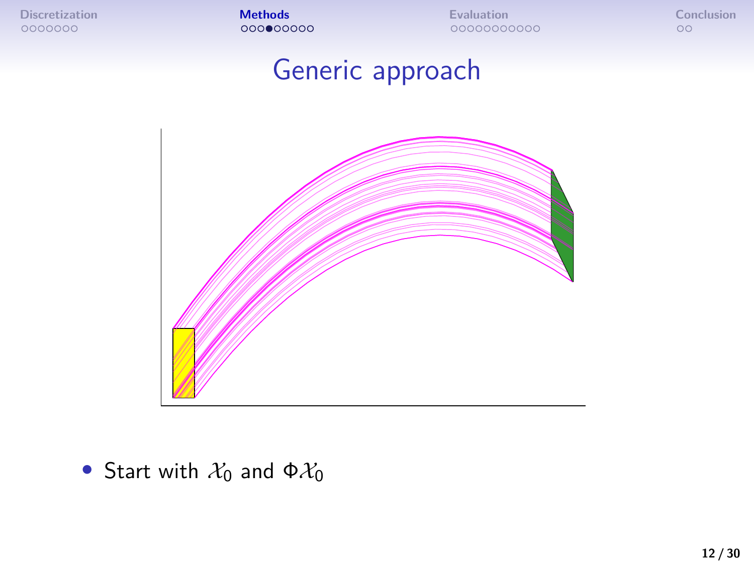# Generic approach

- Start with $\mathcal{X}_0$ and $\Phi\mathcal{X}_0$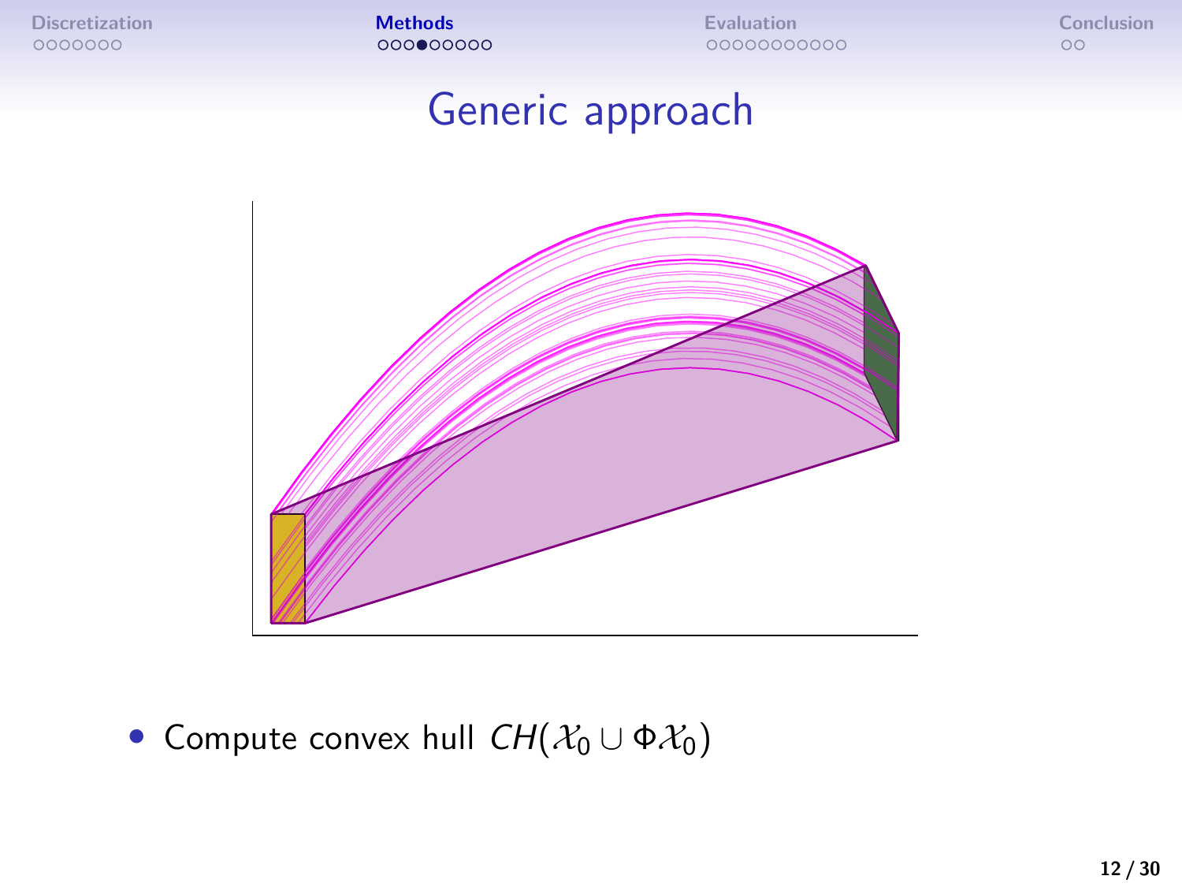# Generic approach

- Compute convex hull $CH(\mathcal{X}_0 \cup \Phi\mathcal{X}_0)$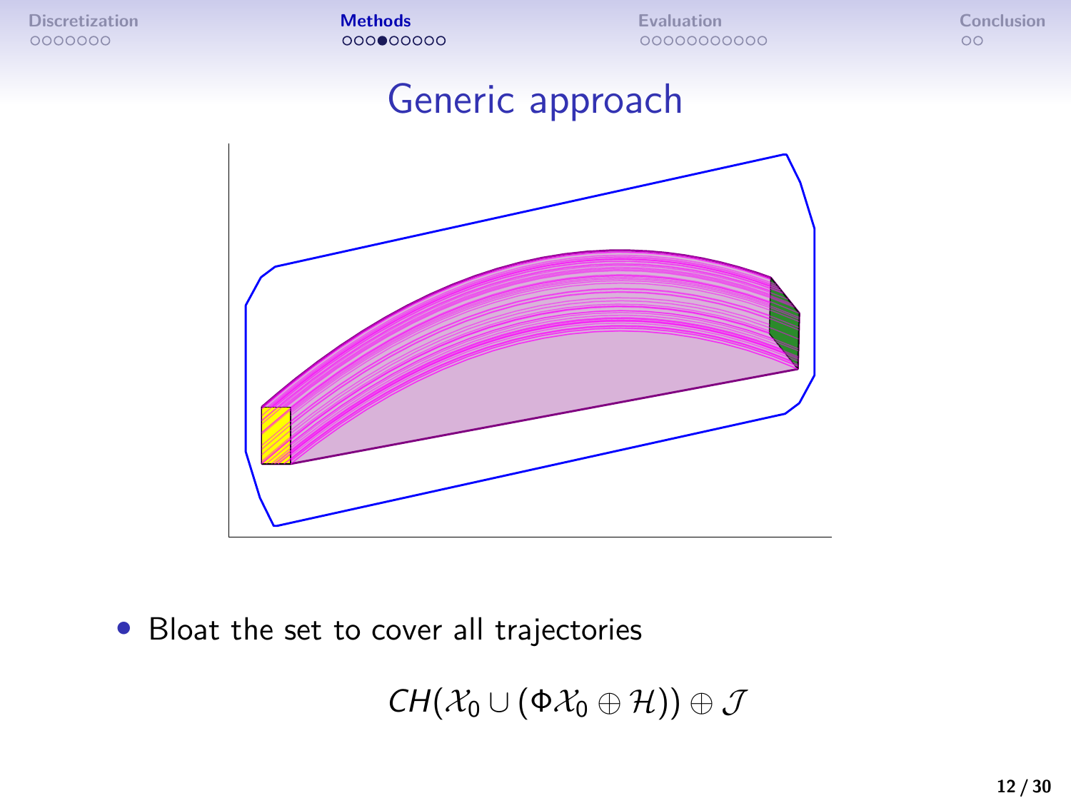# Generic approach

- Bloat the set to cover all trajectories

$$CH(\mathcal{X}_0 \cup (\Phi\mathcal{X}_0 \oplus \mathcal{H})) \oplus \mathcal{J}$$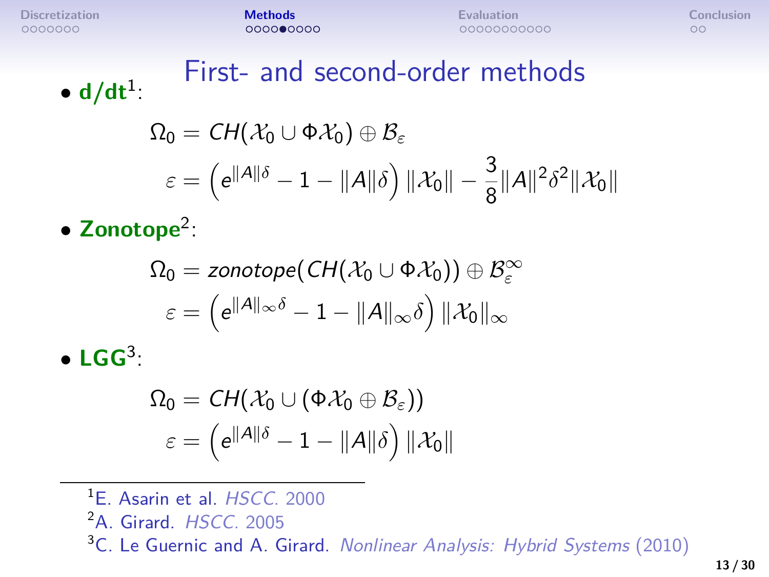# First- and second-order methods

- **d/dt**[1]:

$$\Omega_0 = CH(\mathcal{X}_0 \cup \Phi\mathcal{X}_0) \oplus \mathcal{B}_\varepsilon$$

$$\varepsilon = \left(e^{\|A\|\delta} - 1 - \|A\|\delta\right)\|\mathcal{X}_0\| - \frac{3}{8}\|A\|^2\delta^2\|\mathcal{X}_0\|$$

- **Zonotope**[2]:

$$\Omega_0 = zonotope(CH(\mathcal{X}_0 \cup \Phi\mathcal{X}_0)) \oplus \mathcal{B}_\varepsilon^\infty$$

$$\varepsilon = \left(e^{\|A\|_\infty\delta} - 1 - \|A\|_\infty\delta\right)\|\mathcal{X}_0\|_\infty$$

- **LGG**[3]:

$$\Omega_0 = CH(\mathcal{X}_0 \cup (\Phi\mathcal{X}_0 \oplus \mathcal{B}_\varepsilon))$$

$$\varepsilon = \left(e^{\|A\|\delta} - 1 - \|A\|\delta\right)\|\mathcal{X}_0\|$$

---

[1] E. Asarin et al. *HSCC*. 2000

[2] A. Girard. *HSCC*. 2005

[3] C. Le Guernic and A. Girard. *Nonlinear Analysis: Hybrid Systems* (2010)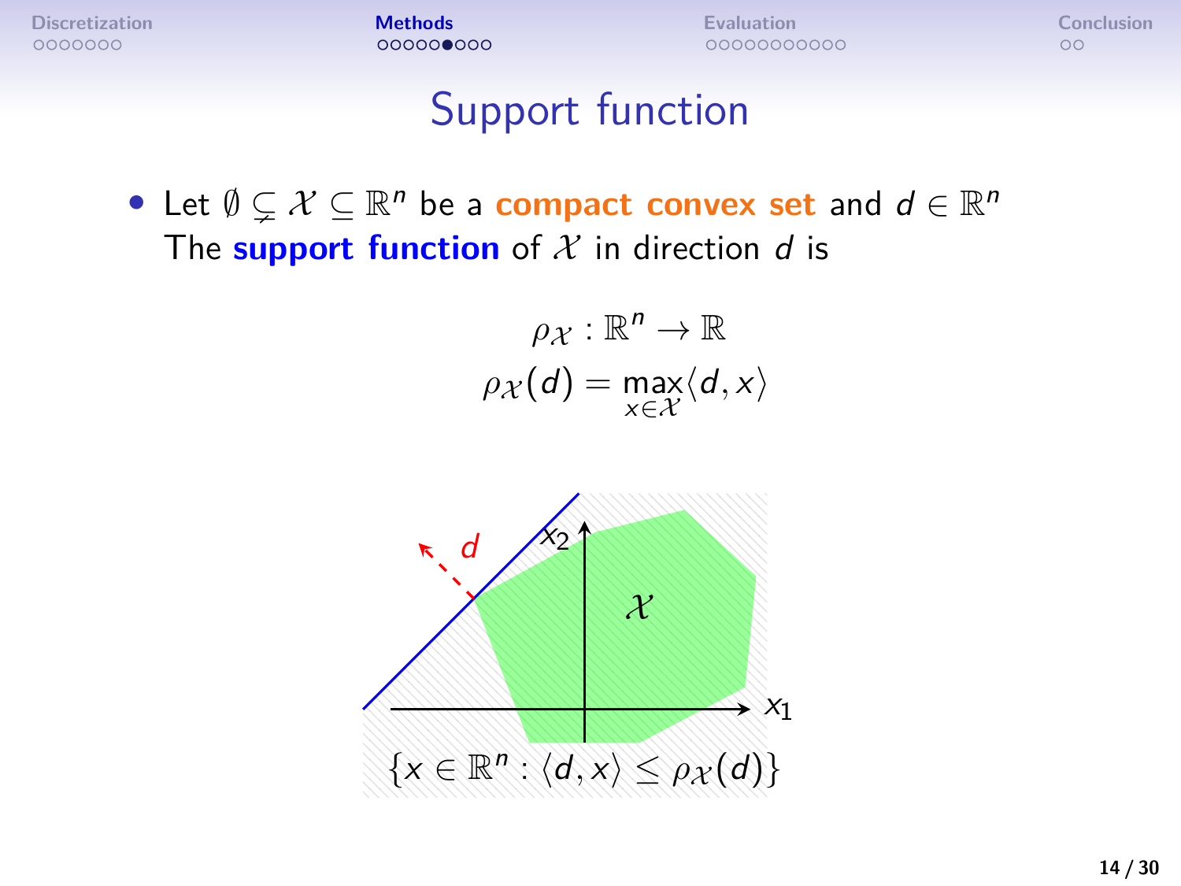# Support function

- Let $\emptyset \subsetneq \mathcal{X} \subseteq \mathbb{R}^n$ be a **compact convex set** and $d \in \mathbb{R}^n$
  The **support function** of $\mathcal{X}$ in direction $d$ is

$$\rho_{\mathcal{X}} : \mathbb{R}^n \to \mathbb{R}$$
$$\rho_{\mathcal{X}}(d) = \max_{x \in \mathcal{X}} \langle d, x \rangle$$

$d$ $x_2$ $\mathcal{X}$ $x_1$

$$\{x \in \mathbb{R}^n : \langle d, x \rangle \leq \rho_{\mathcal{X}}(d)\}$$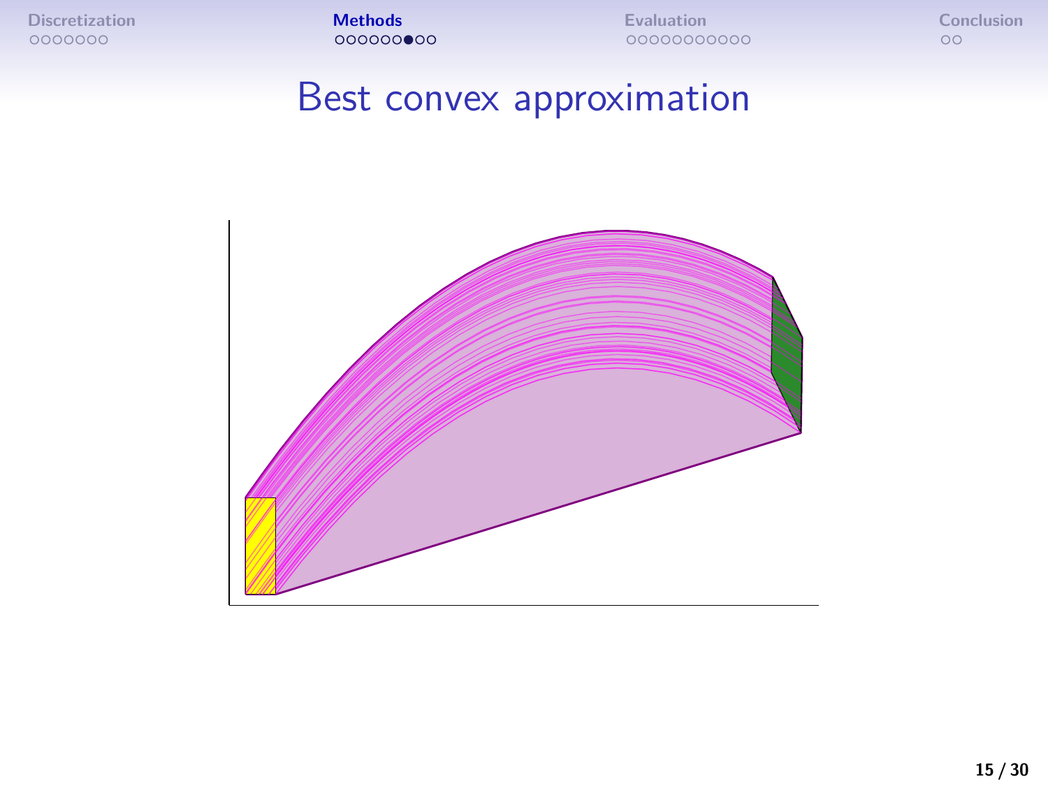# Best convex approximation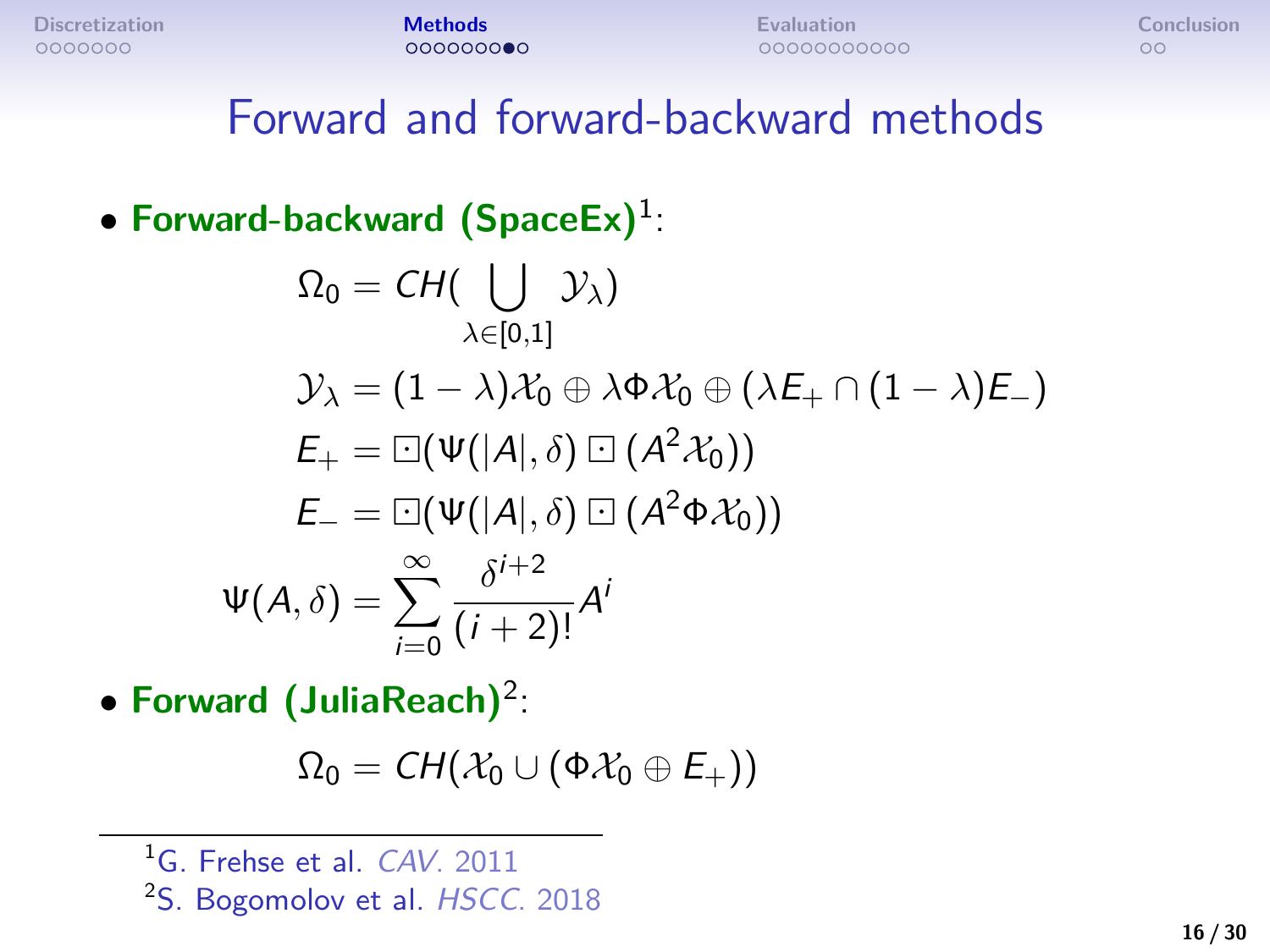# Forward and forward-backward methods

- **Forward-backward (SpaceEx)**[1]:

$$
\begin{aligned}
\Omega_0 &= CH\Big(\bigcup_{\lambda \in [0,1]} \mathcal{Y}_\lambda\Big) \\
\mathcal{Y}_\lambda &= (1-\lambda)\mathcal{X}_0 \oplus \lambda \Phi \mathcal{X}_0 \oplus (\lambda E_+ \cap (1-\lambda) E_-) \\
E_+ &= \boxdot(\Psi(|A|, \delta) \boxdot (A^2 \mathcal{X}_0)) \\
E_- &= \boxdot(\Psi(|A|, \delta) \boxdot (A^2 \Phi \mathcal{X}_0)) \\
\Psi(A, \delta) &= \sum_{i=0}^{\infty} \frac{\delta^{i+2}}{(i+2)!} A^i
\end{aligned}
$$

- **Forward (JuliaReach)**[2]:

$$
\Omega_0 = CH(\mathcal{X}_0 \cup (\Phi \mathcal{X}_0 \oplus E_+))
$$

---

[1] G. Frehse et al. *CAV*. 2011

[2] S. Bogomolov et al. *HSCC*. 2018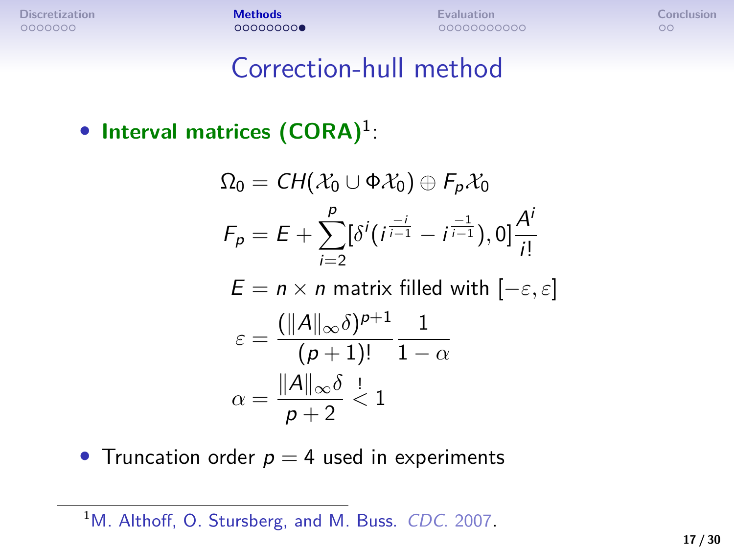# Correction-hull method

- **Interval matrices (CORA)**[1]:

$$\Omega_0 = CH(\mathcal{X}_0 \cup \Phi\mathcal{X}_0) \oplus F_p\mathcal{X}_0$$

$$F_p = E + \sum_{i=2}^{p} [\delta^i (i^{\frac{-i}{i-1}} - i^{\frac{-1}{i-1}}), 0] \frac{A^i}{i!}$$

$$E = n \times n \text{ matrix filled with } [-\varepsilon, \varepsilon]$$

$$\varepsilon = \frac{(\|A\|_\infty \delta)^{p+1}}{(p+1)!} \frac{1}{1-\alpha}$$

$$\alpha = \frac{\|A\|_\infty \delta}{p+2} \overset{!}{<} 1$$

- Truncation order $p = 4$ used in experiments

---

[1] M. Althoff, O. Stursberg, and M. Buss. *CDC*. 2007.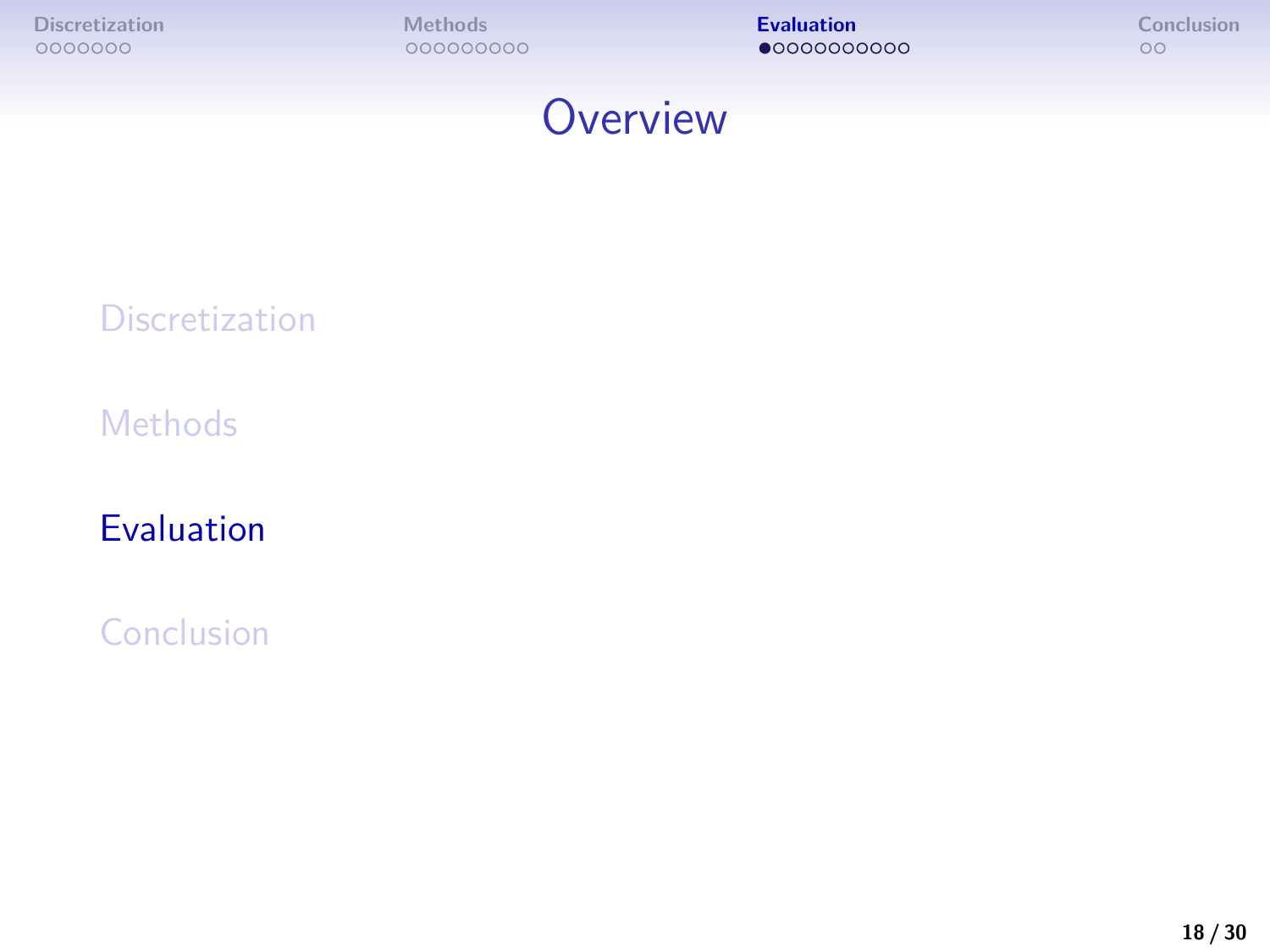# Overview

Discretization

Methods

Evaluation

Conclusion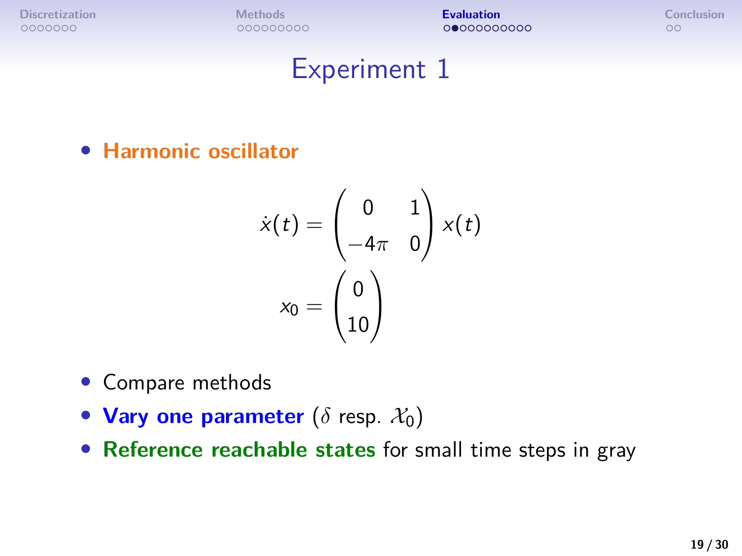# Experiment 1

- **Harmonic oscillator**

$$\dot{x}(t) = \begin{pmatrix} 0 & 1 \\ -4\pi & 0 \end{pmatrix} x(t)$$

$$x_0 = \begin{pmatrix} 0 \\ 10 \end{pmatrix}$$

- Compare methods
- **Vary one parameter** ($\delta$ resp. $\mathcal{X}_0$)
- **Reference reachable states** for small time steps in gray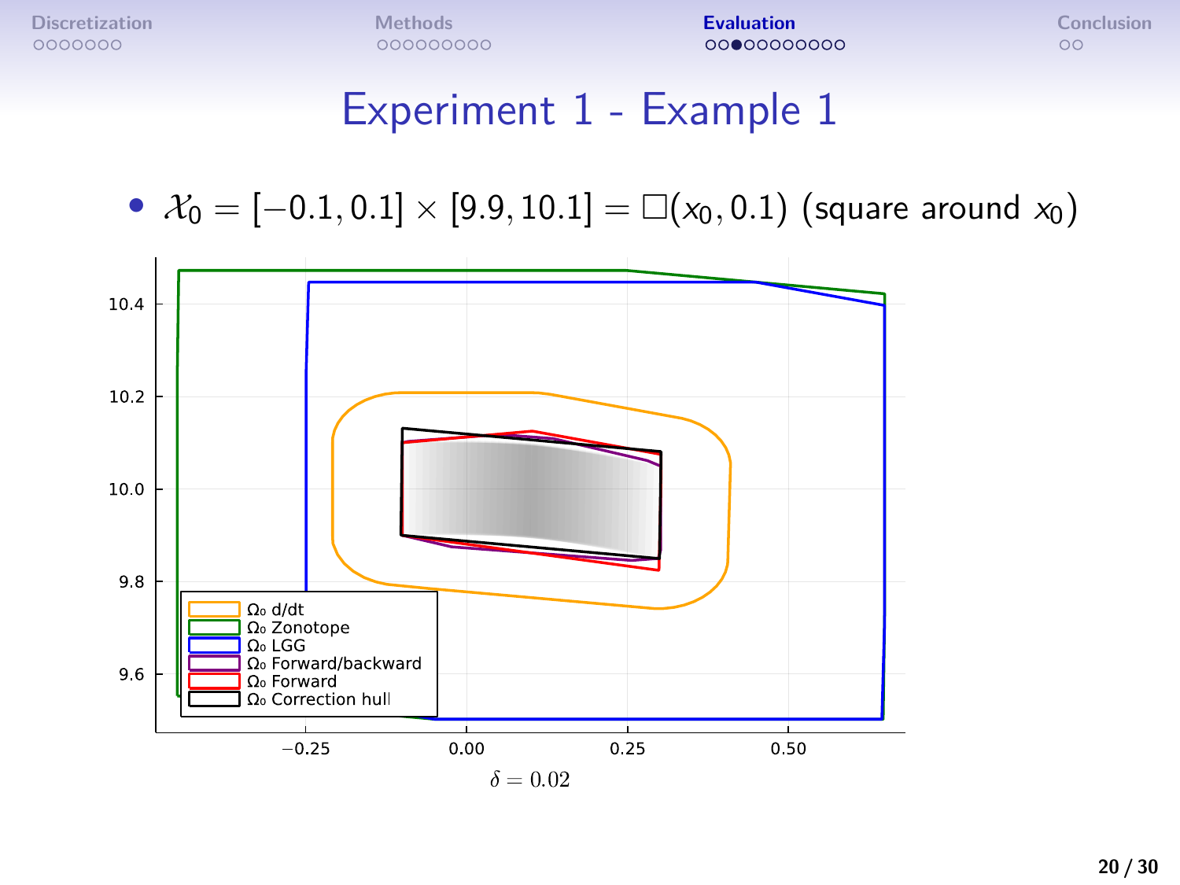# Experiment 1 - Example 1

- $\mathcal{X}_0 = [-0.1, 0.1] \times [9.9, 10.1] = \square(x_0, 0.1)$ (square around $x_0$)

Legend: $\Omega_0$ d/dt, $\Omega_0$ Zonotope, $\Omega_0$ LGG, $\Omega_0$ Forward/backward, $\Omega_0$ Forward, $\Omega_0$ Correction hull

$\delta = 0.02$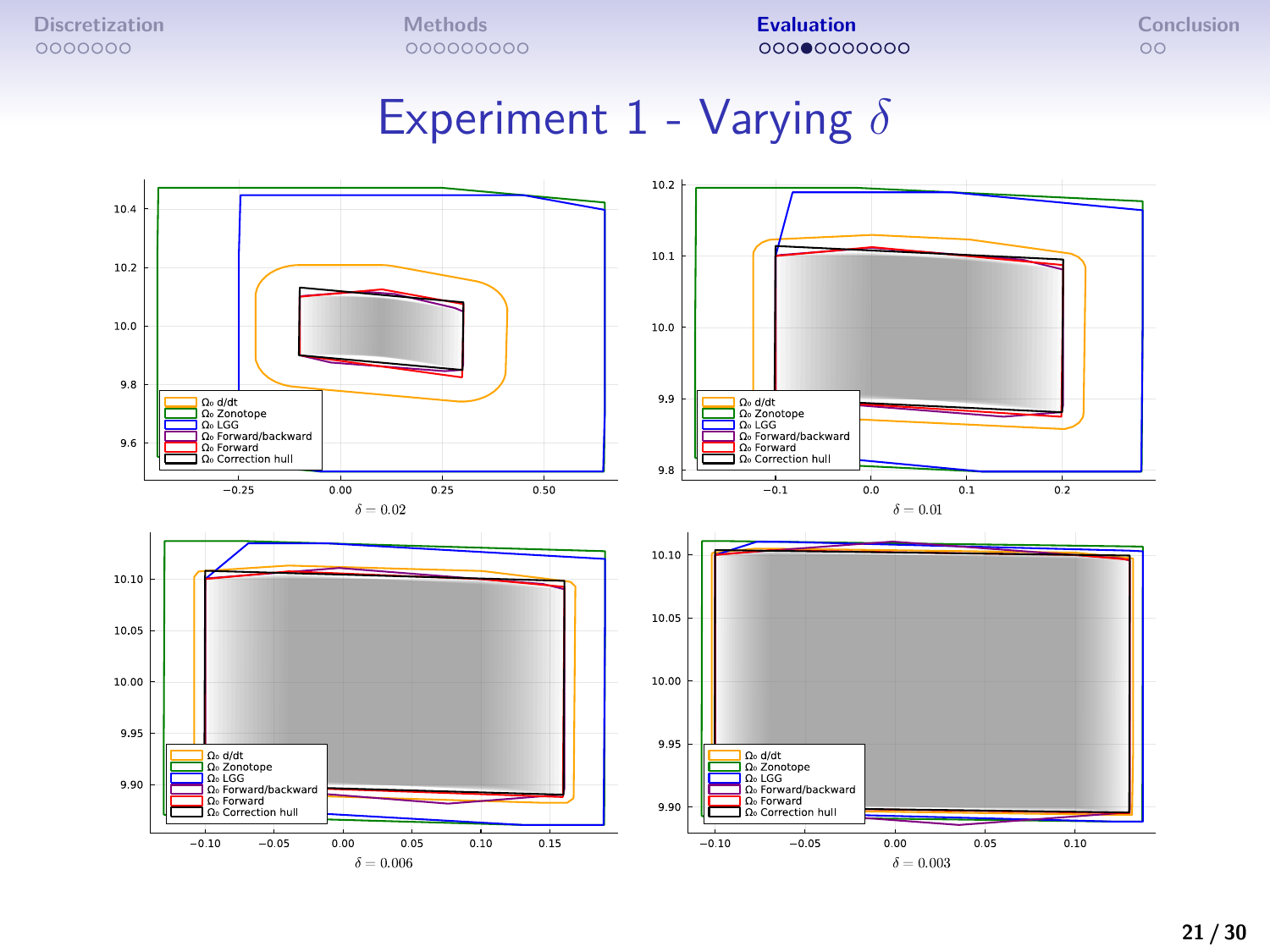# Experiment 1 - Varying $\delta$

Legend: $\Omega_0$ d/dt, $\Omega_0$ Zonotope, $\Omega_0$ LGG, $\Omega_0$ Forward/backward, $\Omega_0$ Forward, $\Omega_0$ Correction hull

$\delta = 0.02$

$\delta = 0.01$

$\delta = 0.006$

$\delta = 0.003$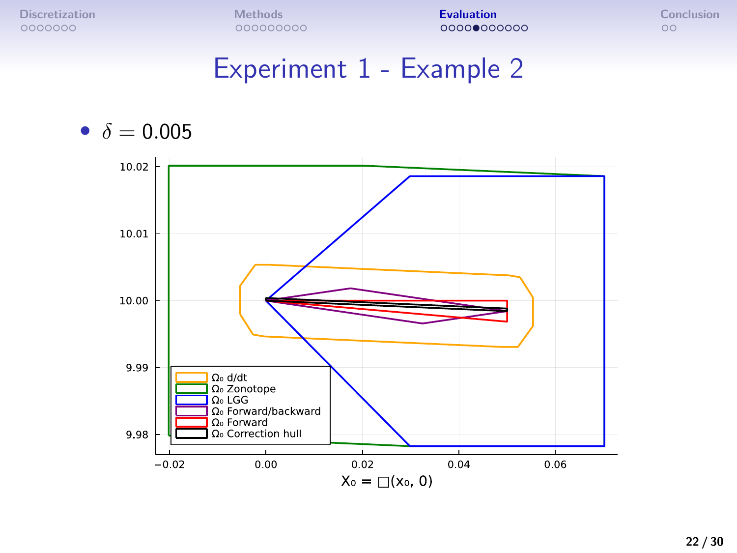# Experiment 1 - Example 2

- $\delta = 0.005$

Legend:
- $\Omega_0$ d/dt
- $\Omega_0$ Zonotope
- $\Omega_0$ LGG
- $\Omega_0$ Forward/backward
- $\Omega_0$ Forward
- $\Omega_0$ Correction hull

$X_0 = \square(x_0, 0)$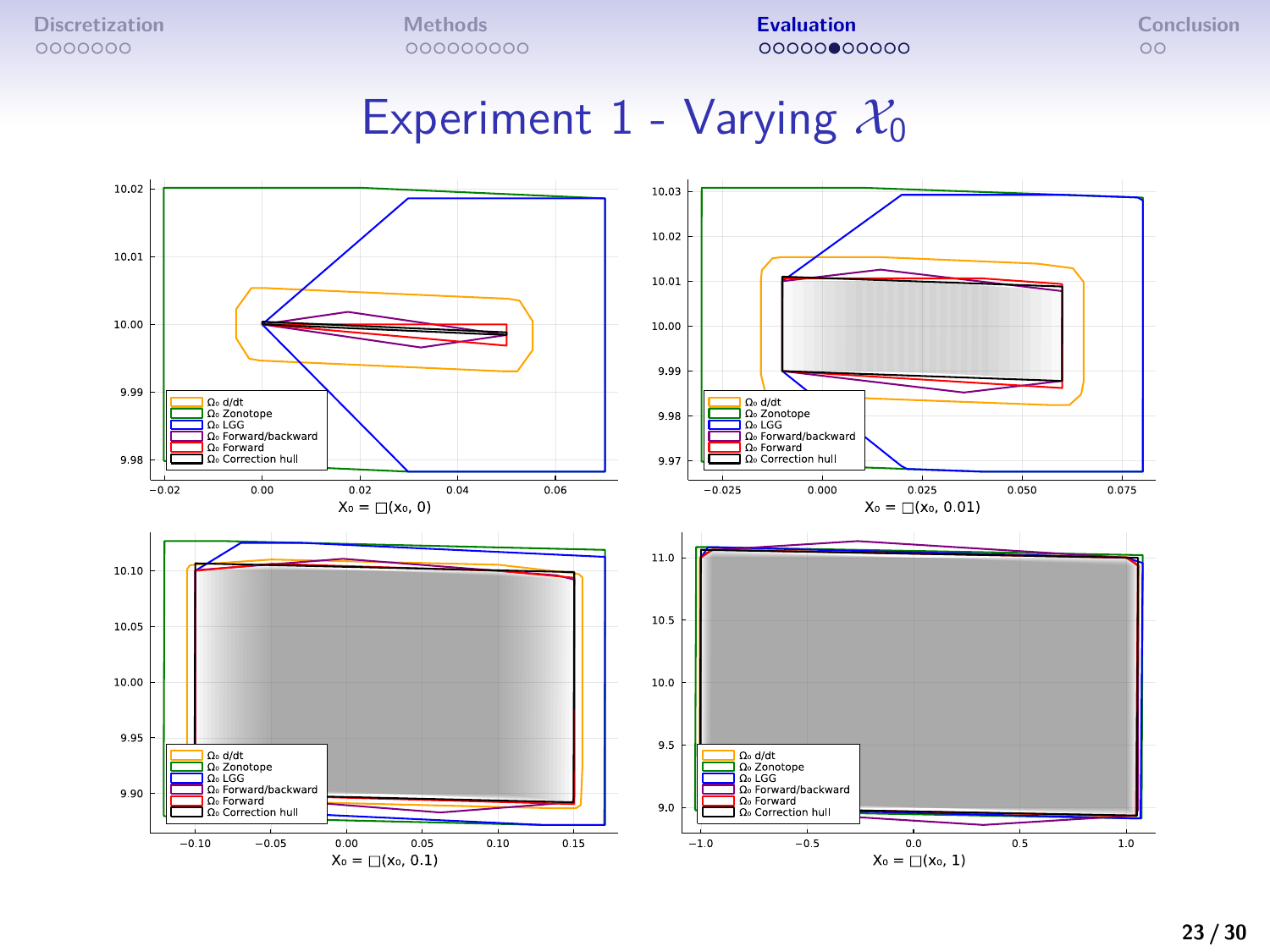# Experiment 1 - Varying $\mathcal{X}_0$

Legend (all four plots): $\Omega_0$ d/dt, $\Omega_0$ Zonotope, $\Omega_0$ LGG, $\Omega_0$ Forward/backward, $\Omega_0$ Forward, $\Omega_0$ Correction hull

$X_0 = \square(x_0, 0)$

$X_0 = \square(x_0, 0.01)$

$X_0 = \square(x_0, 0.1)$

$X_0 = \square(x_0, 1)$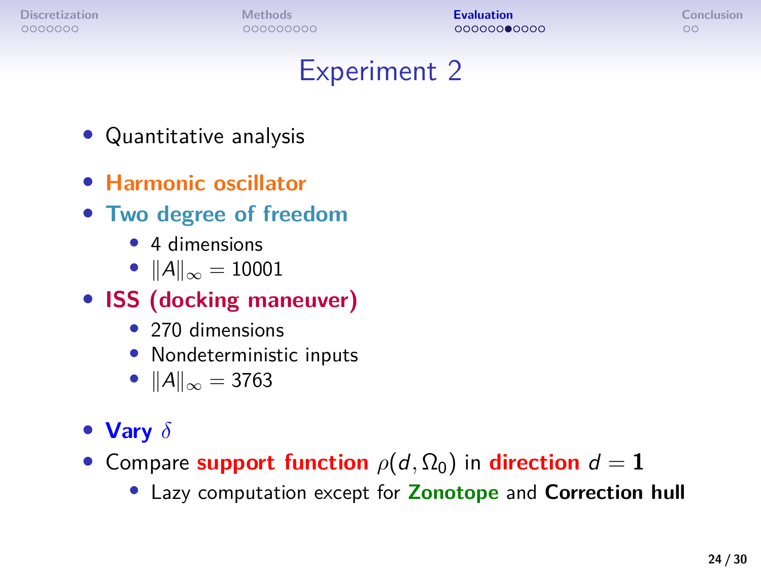# Experiment 2

- Quantitative analysis
- **Harmonic oscillator**
- **Two degree of freedom**
  - 4 dimensions
  - $\|A\|_\infty = 10001$
- **ISS (docking maneuver)**
  - 270 dimensions
  - Nondeterministic inputs
  - $\|A\|_\infty = 3763$
- **Vary** $\delta$
- Compare **support function** $\rho(d, \Omega_0)$ in **direction** $d = \mathbf{1}$
  - Lazy computation except for **Zonotope** and **Correction hull**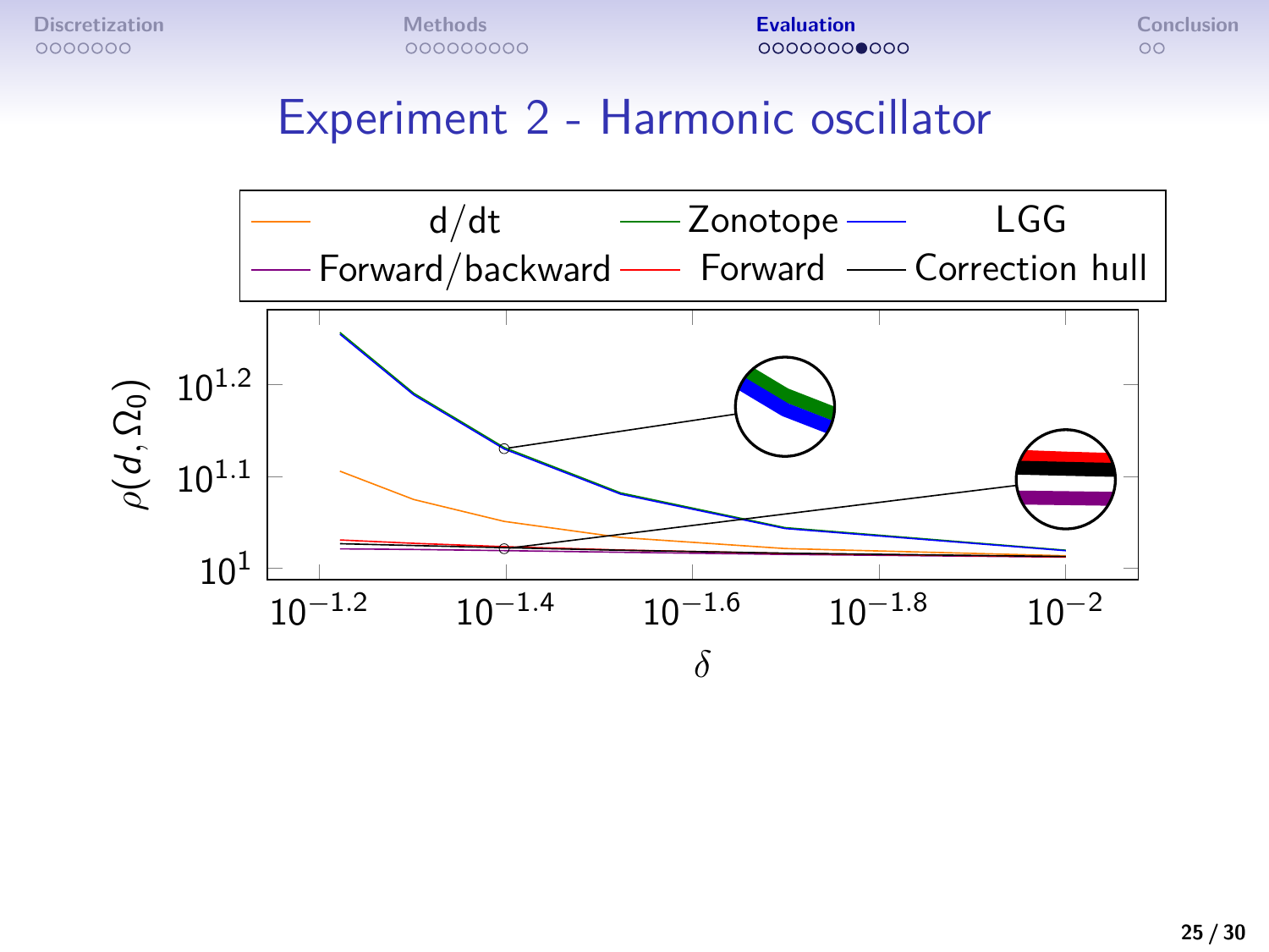# Experiment 2 - Harmonic oscillator

| d/dt | Zonotope | LGG |
|---|---|---|
| Forward/backward | Forward | Correction hull |

$\rho(d, \Omega_0)$

$10^{1.2}$

$10^{1.1}$

$10^{1}$

$10^{-1.2}$ $10^{-1.4}$ $10^{-1.6}$ $10^{-1.8}$ $10^{-2}$

$\delta$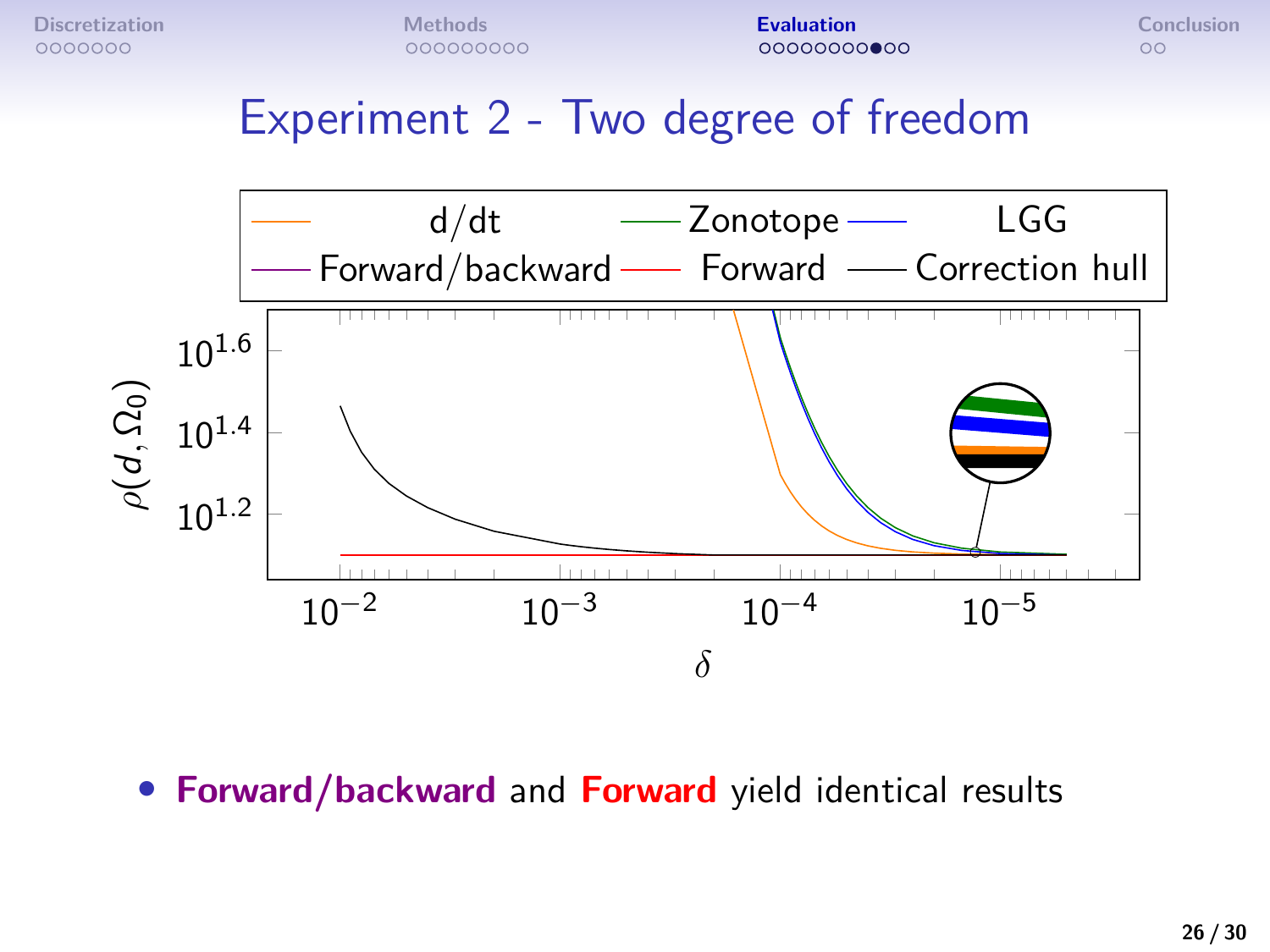# Experiment 2 - Two degree of freedom

- **Forward/backward** and **Forward** yield identical results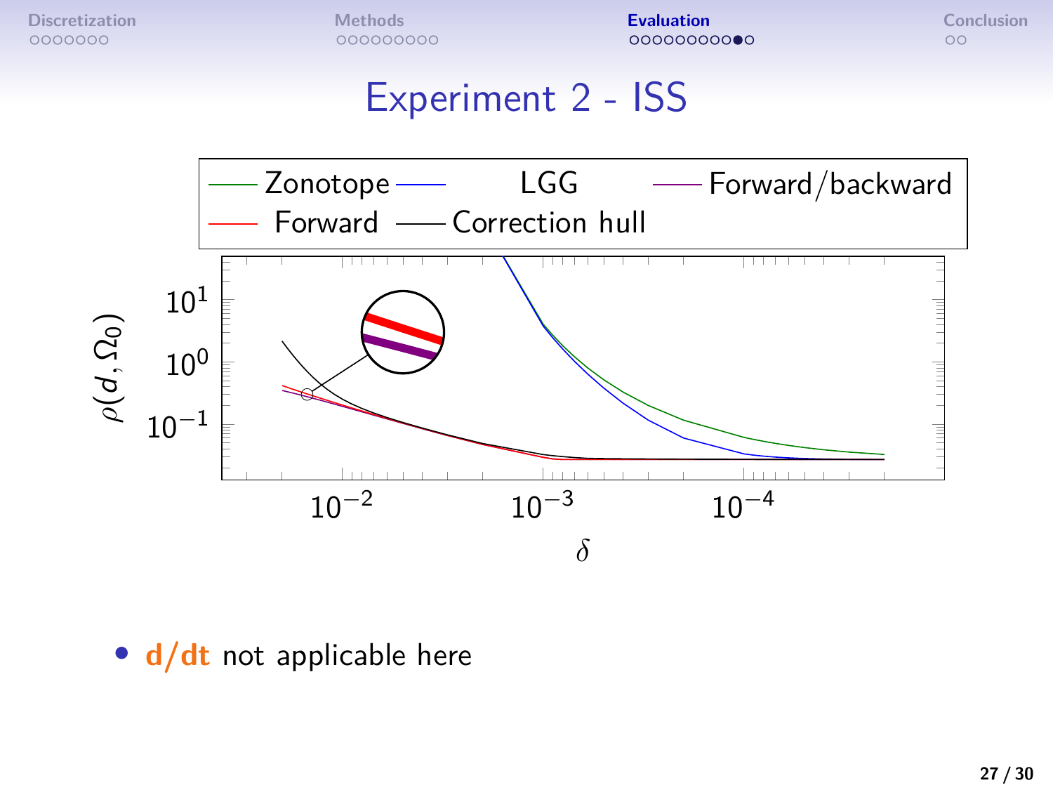## Experiment 2 - ISS

Zonotope — LGG — Forward/backward — Forward — Correction hull

$\rho(d, \Omega_0)$

$\delta$

- **d/dt** not applicable here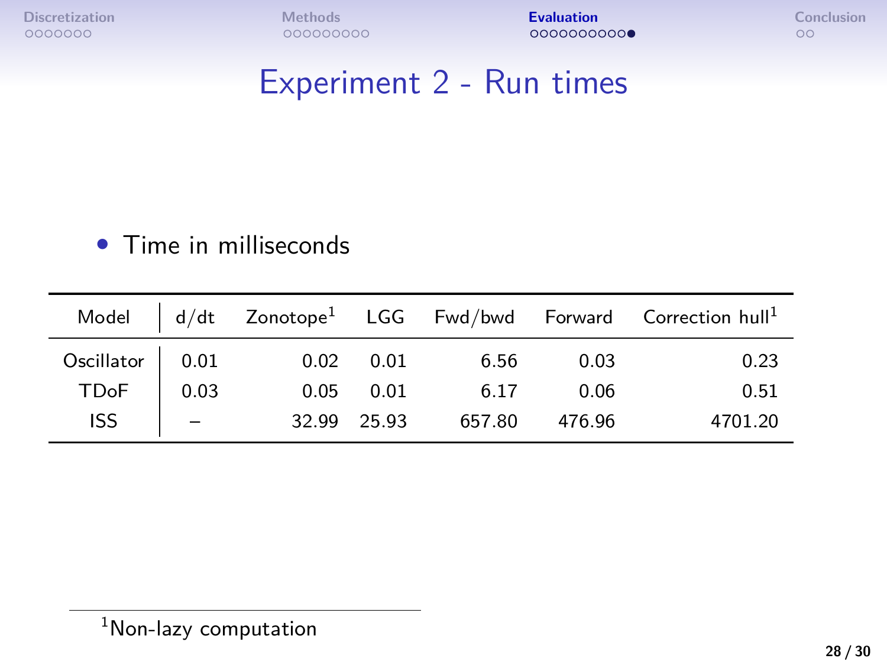# Experiment 2 - Run times

- Time in milliseconds

| Model | d/dt | Zonotope[1] | LGG | Fwd/bwd | Forward | Correction hull[1] |
|---|---|---|---|---|---|---|
| Oscillator | 0.01 | 0.02 | 0.01 | 6.56 | 0.03 | 0.23 |
| TDoF | 0.03 | 0.05 | 0.01 | 6.17 | 0.06 | 0.51 |
| ISS | – | 32.99 | 25.93 | 657.80 | 476.96 | 4701.20 |

[1] Non-lazy computation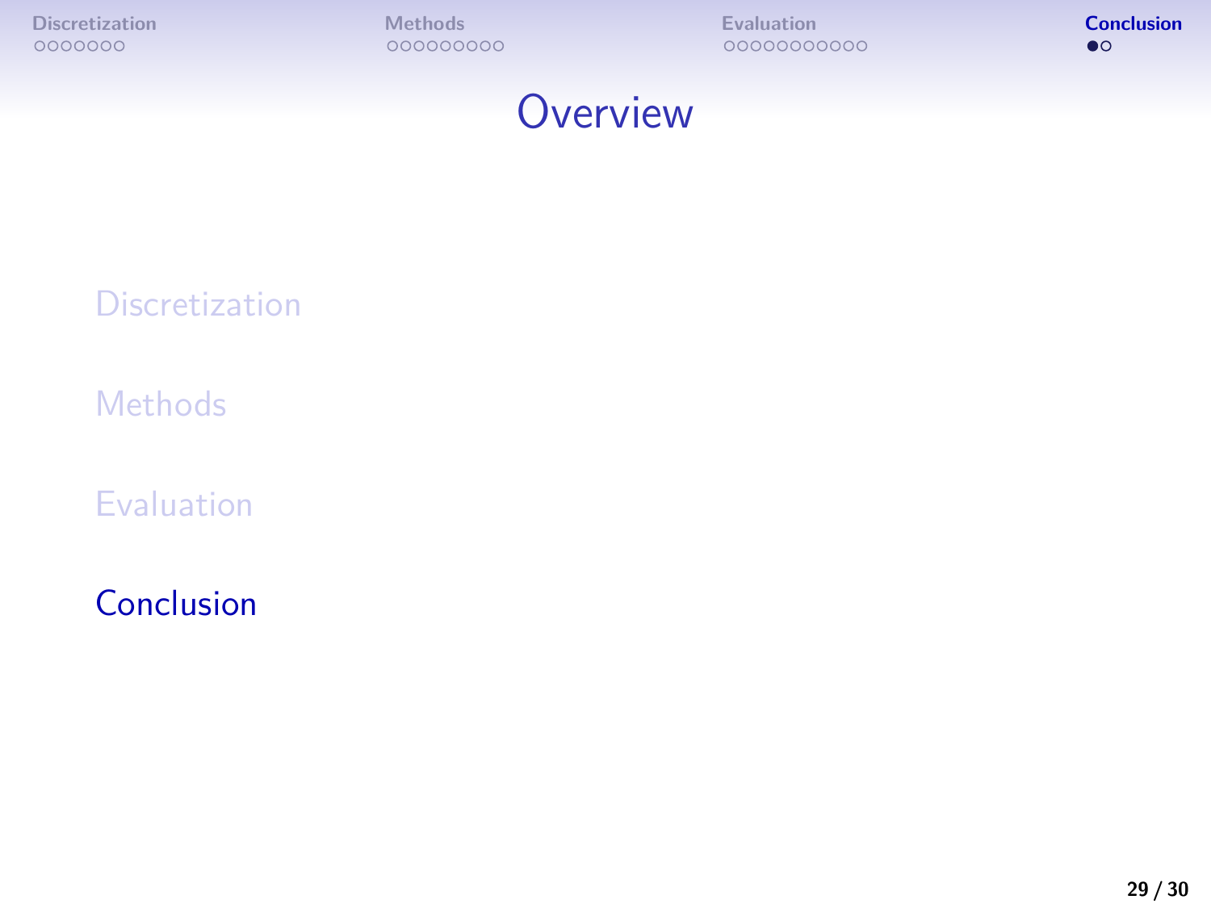# Overview

Discretization

Methods

Evaluation

Conclusion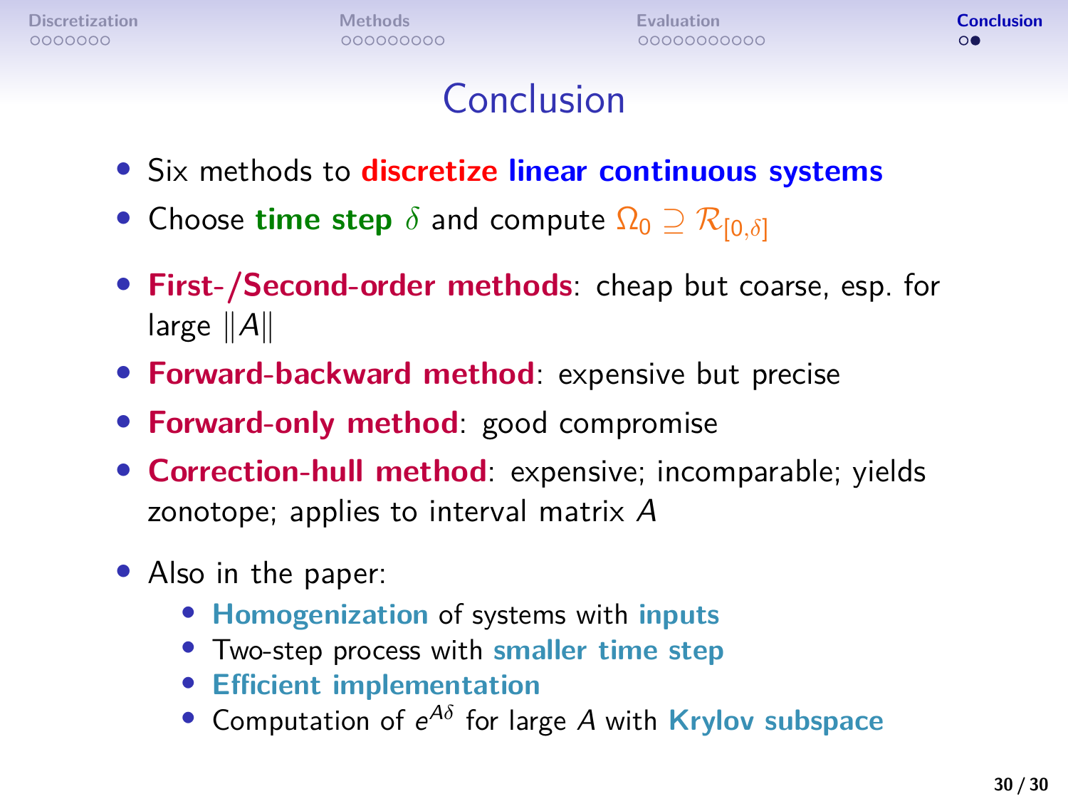# Conclusion

- Six methods to **discretize** **linear continuous systems**
- Choose **time step** $\delta$ and compute $\Omega_0 \supseteq \mathcal{R}_{[0,\delta]}$
- **First-/Second-order methods**: cheap but coarse, esp. for large $\|A\|$
- **Forward-backward method**: expensive but precise
- **Forward-only method**: good compromise
- **Correction-hull method**: expensive; incomparable; yields zonotope; applies to interval matrix $A$
- Also in the paper:
  - **Homogenization** of systems with **inputs**
  - Two-step process with **smaller time step**
  - **Efficient implementation**
  - Computation of $e^{A\delta}$ for large $A$ with **Krylov subspace**